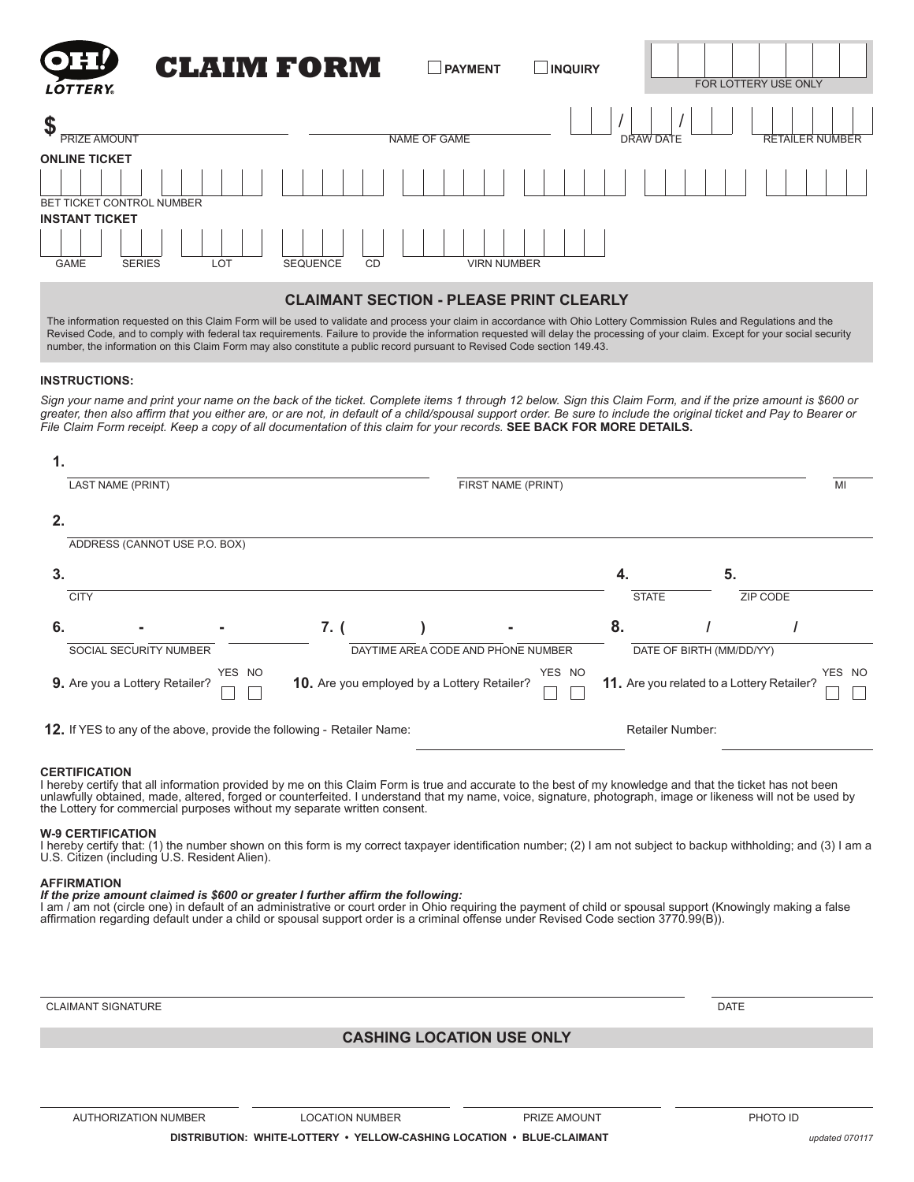# OH! LOTTERY CLAIM FORM

☐ PAYMENT ☐ INQUIRY

FOR LOTTERY USE ONLY

$ ________ PRIZE AMOUNT | ________ NAME OF GAME | __ __ / __ __ / __ __ DRAW DATE | RETAILER NUMBER

**ONLINE TICKET**

BET TICKET CONTROL NUMBER

**INSTANT TICKET**

GAME | SERIES | LOT | SEQUENCE | CD | VIRN NUMBER

## CLAIMANT SECTION - PLEASE PRINT CLEARLY

The information requested on this Claim Form will be used to validate and process your claim in accordance with Ohio Lottery Commission Rules and Regulations and the Revised Code, and to comply with federal tax requirements. Failure to provide the information requested will delay the processing of your claim. Except for your social security number, the information on this Claim Form may also constitute a public record pursuant to Revised Code section 149.43.

**INSTRUCTIONS:**

*Sign your name and print your name on the back of the ticket. Complete items 1 through 12 below. Sign this Claim Form, and if the prize amount is $600 or greater, then also affirm that you either are, or are not, in default of a child/spousal support order. Be sure to include the original ticket and Pay to Bearer or File Claim Form receipt. Keep a copy of all documentation of this claim for your records.* **SEE BACK FOR MORE DETAILS.**

1. LAST NAME (PRINT) ________ FIRST NAME (PRINT) ________ MI ____

2. ADDRESS (CANNOT USE P.O. BOX) ________

3. CITY ________ 4. STATE ____ 5. ZIP CODE ____

6. SOCIAL SECURITY NUMBER ____ - ____ - ____ 7. DAYTIME AREA CODE AND PHONE NUMBER ( ) - 8. DATE OF BIRTH (MM/DD/YY) / /

9. Are you a Lottery Retailer? YES ☐ NO ☐ 10. Are you employed by a Lottery Retailer? YES ☐ NO ☐ 11. Are you related to a Lottery Retailer? YES ☐ NO ☐

12. If YES to any of the above, provide the following - Retailer Name: ________ Retailer Number: ________

**CERTIFICATION**
I hereby certify that all information provided by me on this Claim Form is true and accurate to the best of my knowledge and that the ticket has not been unlawfully obtained, made, altered, forged or counterfeited. I understand that my name, voice, signature, photograph, image or likeness will not be used by the Lottery for commercial purposes without my separate written consent.

**W-9 CERTIFICATION**
I hereby certify that: (1) the number shown on this form is my correct taxpayer identification number; (2) I am not subject to backup withholding; and (3) I am a U.S. Citizen (including U.S. Resident Alien).

**AFFIRMATION**
***If the prize amount claimed is $600 or greater I further affirm the following:***
I am / am not (circle one) in default of an administrative or court order in Ohio requiring the payment of child or spousal support (Knowingly making a false affirmation regarding default under a child or spousal support order is a criminal offense under Revised Code section 3770.99(B)).

CLAIMANT SIGNATURE ________ DATE ________

## CASHING LOCATION USE ONLY

AUTHORIZATION NUMBER ________ LOCATION NUMBER ________ PRIZE AMOUNT ________ PHOTO ID ________

**DISTRIBUTION: WHITE-LOTTERY • YELLOW-CASHING LOCATION • BLUE-CLAIMANT**

*updated 070117*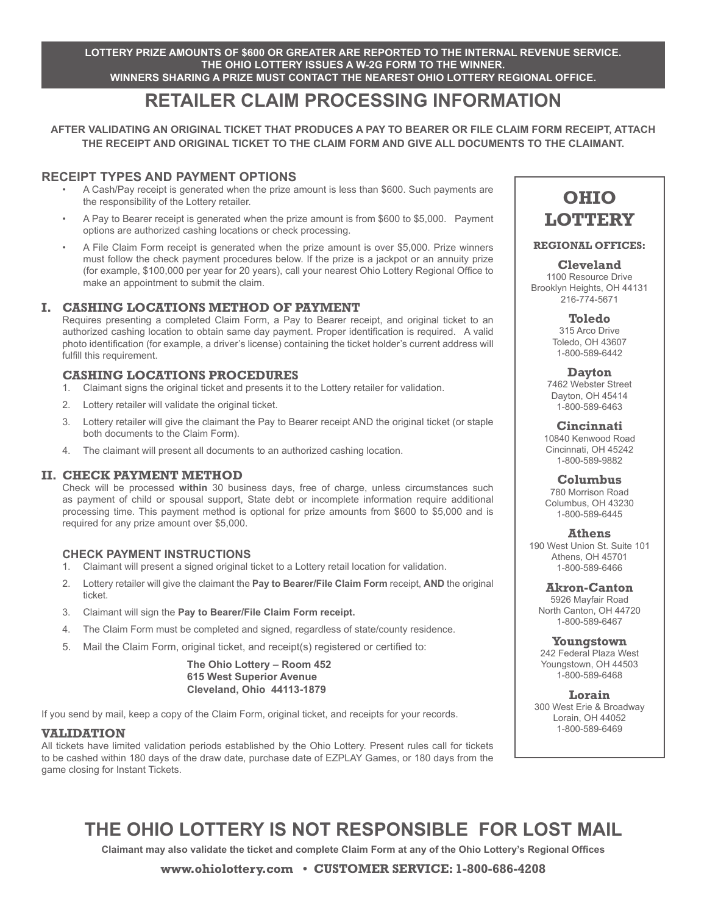**LOTTERY PRIZE AMOUNTS OF $600 OR GREATER ARE REPORTED TO THE INTERNAL REVENUE SERVICE.**
**THE OHIO LOTTERY ISSUES A W-2G FORM TO THE WINNER.**
**WINNERS SHARING A PRIZE MUST CONTACT THE NEAREST OHIO LOTTERY REGIONAL OFFICE.**

# RETAILER CLAIM PROCESSING INFORMATION

**AFTER VALIDATING AN ORIGINAL TICKET THAT PRODUCES A PAY TO BEARER OR FILE CLAIM FORM RECEIPT, ATTACH THE RECEIPT AND ORIGINAL TICKET TO THE CLAIM FORM AND GIVE ALL DOCUMENTS TO THE CLAIMANT.**

## RECEIPT TYPES AND PAYMENT OPTIONS

- A Cash/Pay receipt is generated when the prize amount is less than $600. Such payments are the responsibility of the Lottery retailer.
- A Pay to Bearer receipt is generated when the prize amount is from $600 to $5,000. Payment options are authorized cashing locations or check processing.
- A File Claim Form receipt is generated when the prize amount is over $5,000. Prize winners must follow the check payment procedures below. If the prize is a jackpot or an annuity prize (for example, $100,000 per year for 20 years), call your nearest Ohio Lottery Regional Office to make an appointment to submit the claim.

## I. CASHING LOCATIONS METHOD OF PAYMENT

Requires presenting a completed Claim Form, a Pay to Bearer receipt, and original ticket to an authorized cashing location to obtain same day payment. Proper identification is required. A valid photo identification (for example, a driver's license) containing the ticket holder's current address will fulfill this requirement.

### CASHING LOCATIONS PROCEDURES

1. Claimant signs the original ticket and presents it to the Lottery retailer for validation.
2. Lottery retailer will validate the original ticket.
3. Lottery retailer will give the claimant the Pay to Bearer receipt AND the original ticket (or staple both documents to the Claim Form).
4. The claimant will present all documents to an authorized cashing location.

## II. CHECK PAYMENT METHOD

Check will be processed **within** 30 business days, free of charge, unless circumstances such as payment of child or spousal support, State debt or incomplete information require additional processing time. This payment method is optional for prize amounts from $600 to $5,000 and is required for any prize amount over $5,000.

### CHECK PAYMENT INSTRUCTIONS

1. Claimant will present a signed original ticket to a Lottery retail location for validation.
2. Lottery retailer will give the claimant the **Pay to Bearer/File Claim Form** receipt, **AND** the original ticket.
3. Claimant will sign the **Pay to Bearer/File Claim Form receipt.**
4. The Claim Form must be completed and signed, regardless of state/county residence.
5. Mail the Claim Form, original ticket, and receipt(s) registered or certified to:

**The Ohio Lottery – Room 452**
**615 West Superior Avenue**
**Cleveland, Ohio 44113-1879**

If you send by mail, keep a copy of the Claim Form, original ticket, and receipts for your records.

## VALIDATION

All tickets have limited validation periods established by the Ohio Lottery. Present rules call for tickets to be cashed within 180 days of the draw date, purchase date of EZPLAY Games, or 180 days from the game closing for Instant Tickets.

## OHIO LOTTERY

**REGIONAL OFFICES:**

**Cleveland**
1100 Resource Drive
Brooklyn Heights, OH 44131
216-774-5671

**Toledo**
315 Arco Drive
Toledo, OH 43607
1-800-589-6442

**Dayton**
7462 Webster Street
Dayton, OH 45414
1-800-589-6463

**Cincinnati**
10840 Kenwood Road
Cincinnati, OH 45242
1-800-589-9882

**Columbus**
780 Morrison Road
Columbus, OH 43230
1-800-589-6445

**Athens**
190 West Union St. Suite 101
Athens, OH 45701
1-800-589-6466

**Akron-Canton**
5926 Mayfair Road
North Canton, OH 44720
1-800-589-6467

**Youngstown**
242 Federal Plaza West
Youngstown, OH 44503
1-800-589-6468

**Lorain**
300 West Erie & Broadway
Lorain, OH 44052
1-800-589-6469

# THE OHIO LOTTERY IS NOT RESPONSIBLE FOR LOST MAIL

**Claimant may also validate the ticket and complete Claim Form at any of the Ohio Lottery's Regional Offices**

**www.ohiolottery.com • CUSTOMER SERVICE: 1-800-686-4208**